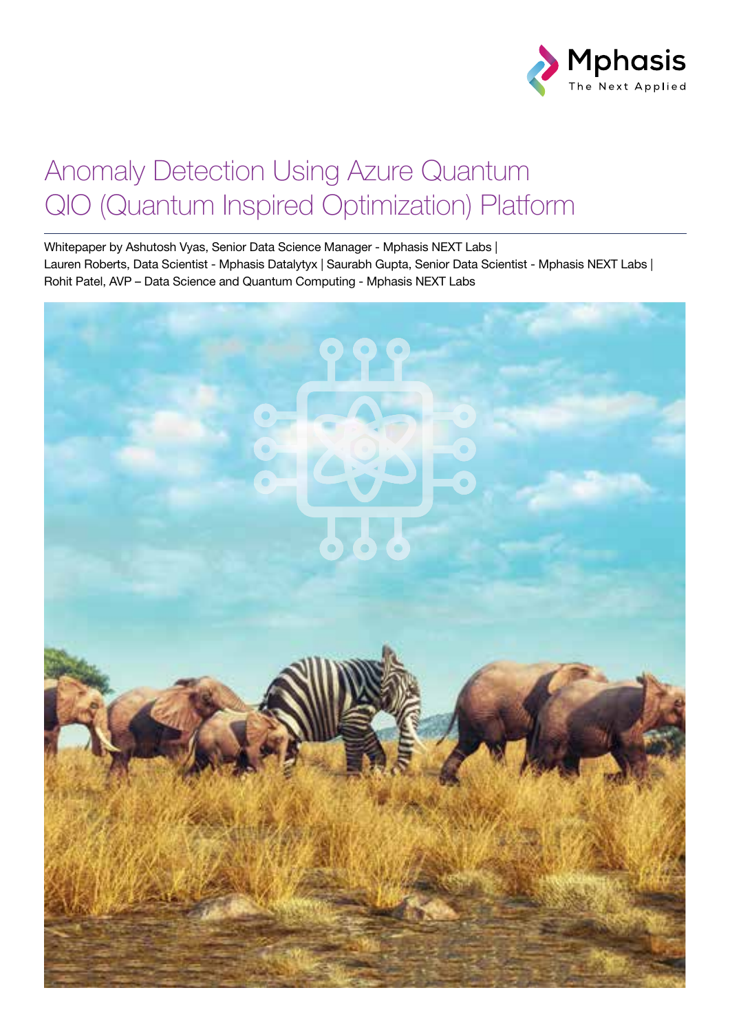# Anomaly Detection Using Azure Quantum QIO (Quantum Inspired Optimization) Platform

Whitepaper by Ashutosh Vyas, Senior Data Science Manager - Mphasis NEXT Labs |
Lauren Roberts, Data Scientist - Mphasis Datalytyx | Saurabh Gupta, Senior Data Scientist - Mphasis NEXT Labs |
Rohit Patel, AVP – Data Science and Quantum Computing - Mphasis NEXT Labs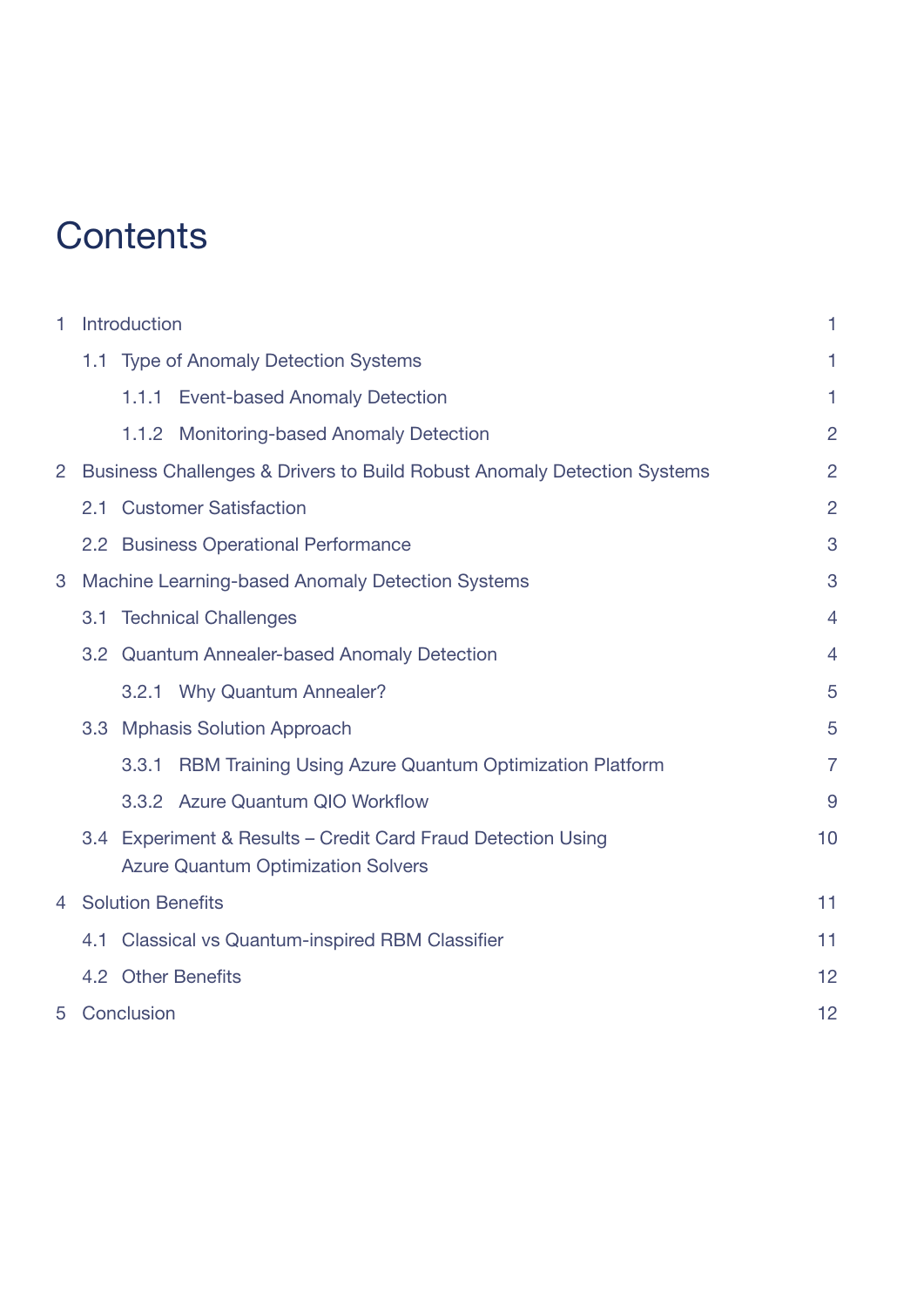# Contents

- 1 Introduction — 1
  - 1.1 Type of Anomaly Detection Systems — 1
    - 1.1.1 Event-based Anomaly Detection — 1
    - 1.1.2 Monitoring-based Anomaly Detection — 2
- 2 Business Challenges & Drivers to Build Robust Anomaly Detection Systems — 2
  - 2.1 Customer Satisfaction — 2
  - 2.2 Business Operational Performance — 3
- 3 Machine Learning-based Anomaly Detection Systems — 3
  - 3.1 Technical Challenges — 4
  - 3.2 Quantum Annealer-based Anomaly Detection — 4
    - 3.2.1 Why Quantum Annealer? — 5
  - 3.3 Mphasis Solution Approach — 5
    - 3.3.1 RBM Training Using Azure Quantum Optimization Platform — 7
    - 3.3.2 Azure Quantum QIO Workflow — 9
  - 3.4 Experiment & Results – Credit Card Fraud Detection Using Azure Quantum Optimization Solvers — 10
- 4 Solution Benefits — 11
  - 4.1 Classical vs Quantum-inspired RBM Classifier — 11
  - 4.2 Other Benefits — 12
- 5 Conclusion — 12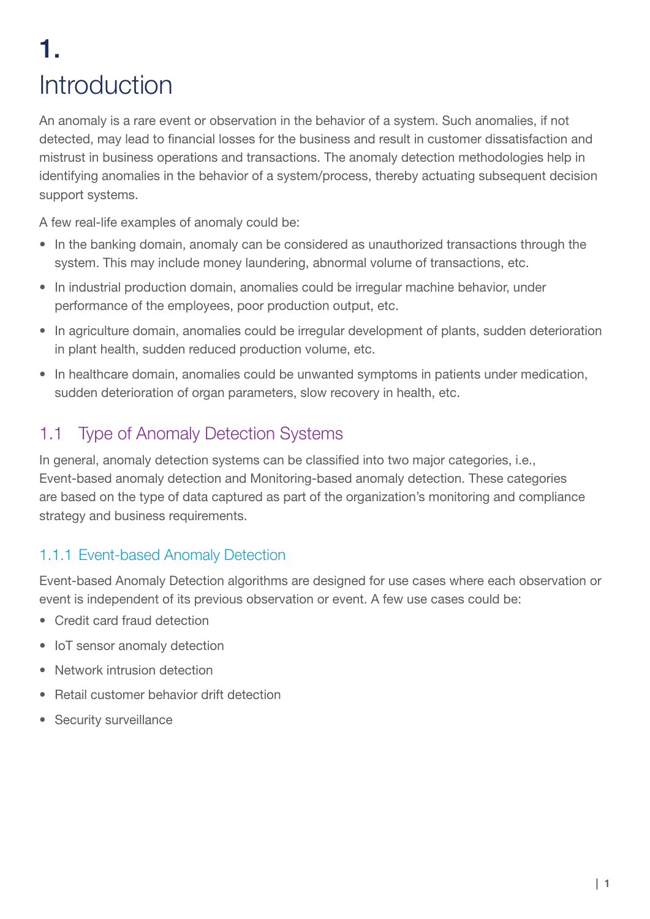# 1. Introduction

An anomaly is a rare event or observation in the behavior of a system. Such anomalies, if not detected, may lead to financial losses for the business and result in customer dissatisfaction and mistrust in business operations and transactions. The anomaly detection methodologies help in identifying anomalies in the behavior of a system/process, thereby actuating subsequent decision support systems.

A few real-life examples of anomaly could be:

- In the banking domain, anomaly can be considered as unauthorized transactions through the system. This may include money laundering, abnormal volume of transactions, etc.
- In industrial production domain, anomalies could be irregular machine behavior, under performance of the employees, poor production output, etc.
- In agriculture domain, anomalies could be irregular development of plants, sudden deterioration in plant health, sudden reduced production volume, etc.
- In healthcare domain, anomalies could be unwanted symptoms in patients under medication, sudden deterioration of organ parameters, slow recovery in health, etc.

## 1.1 Type of Anomaly Detection Systems

In general, anomaly detection systems can be classified into two major categories, i.e., Event-based anomaly detection and Monitoring-based anomaly detection. These categories are based on the type of data captured as part of the organization's monitoring and compliance strategy and business requirements.

### 1.1.1 Event-based Anomaly Detection

Event-based Anomaly Detection algorithms are designed for use cases where each observation or event is independent of its previous observation or event. A few use cases could be:

- Credit card fraud detection
- IoT sensor anomaly detection
- Network intrusion detection
- Retail customer behavior drift detection
- Security surveillance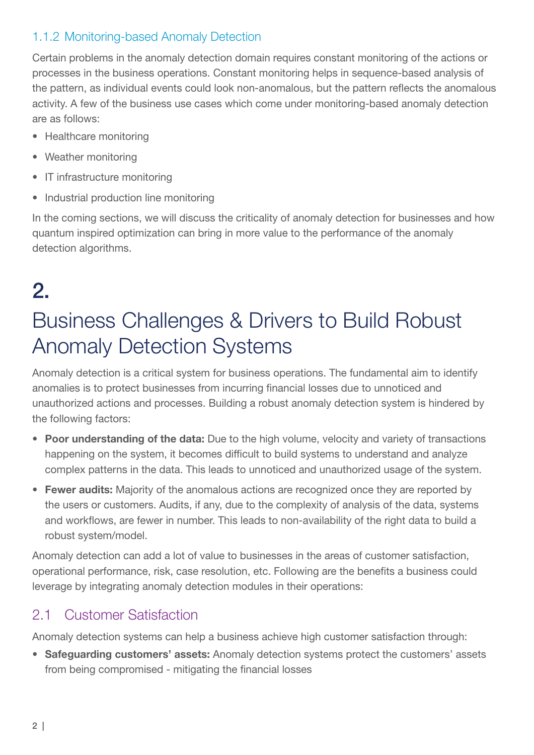### 1.1.2 Monitoring-based Anomaly Detection

Certain problems in the anomaly detection domain requires constant monitoring of the actions or processes in the business operations. Constant monitoring helps in sequence-based analysis of the pattern, as individual events could look non-anomalous, but the pattern reflects the anomalous activity. A few of the business use cases which come under monitoring-based anomaly detection are as follows:

- Healthcare monitoring
- Weather monitoring
- IT infrastructure monitoring
- Industrial production line monitoring

In the coming sections, we will discuss the criticality of anomaly detection for businesses and how quantum inspired optimization can bring in more value to the performance of the anomaly detection algorithms.

# 2. Business Challenges & Drivers to Build Robust Anomaly Detection Systems

Anomaly detection is a critical system for business operations. The fundamental aim to identify anomalies is to protect businesses from incurring financial losses due to unnoticed and unauthorized actions and processes. Building a robust anomaly detection system is hindered by the following factors:

- **Poor understanding of the data:** Due to the high volume, velocity and variety of transactions happening on the system, it becomes difficult to build systems to understand and analyze complex patterns in the data. This leads to unnoticed and unauthorized usage of the system.
- **Fewer audits:** Majority of the anomalous actions are recognized once they are reported by the users or customers. Audits, if any, due to the complexity of analysis of the data, systems and workflows, are fewer in number. This leads to non-availability of the right data to build a robust system/model.

Anomaly detection can add a lot of value to businesses in the areas of customer satisfaction, operational performance, risk, case resolution, etc. Following are the benefits a business could leverage by integrating anomaly detection modules in their operations:

## 2.1 Customer Satisfaction

Anomaly detection systems can help a business achieve high customer satisfaction through:

- **Safeguarding customers' assets:** Anomaly detection systems protect the customers' assets from being compromised - mitigating the financial losses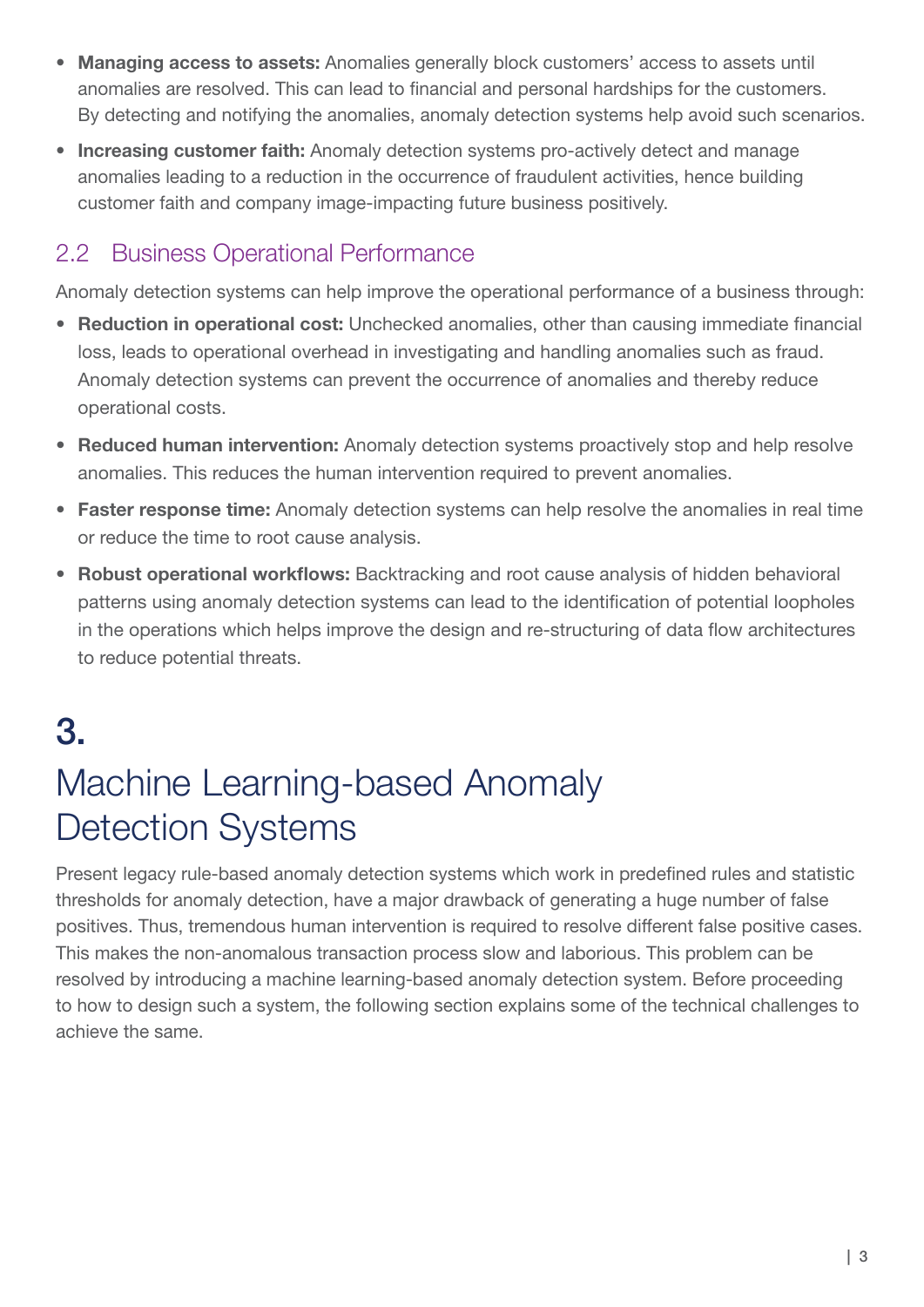- **Managing access to assets:** Anomalies generally block customers' access to assets until anomalies are resolved. This can lead to financial and personal hardships for the customers. By detecting and notifying the anomalies, anomaly detection systems help avoid such scenarios.
- **Increasing customer faith:** Anomaly detection systems pro-actively detect and manage anomalies leading to a reduction in the occurrence of fraudulent activities, hence building customer faith and company image-impacting future business positively.

## 2.2 Business Operational Performance

Anomaly detection systems can help improve the operational performance of a business through:

- **Reduction in operational cost:** Unchecked anomalies, other than causing immediate financial loss, leads to operational overhead in investigating and handling anomalies such as fraud. Anomaly detection systems can prevent the occurrence of anomalies and thereby reduce operational costs.
- **Reduced human intervention:** Anomaly detection systems proactively stop and help resolve anomalies. This reduces the human intervention required to prevent anomalies.
- **Faster response time:** Anomaly detection systems can help resolve the anomalies in real time or reduce the time to root cause analysis.
- **Robust operational workflows:** Backtracking and root cause analysis of hidden behavioral patterns using anomaly detection systems can lead to the identification of potential loopholes in the operations which helps improve the design and re-structuring of data flow architectures to reduce potential threats.

# 3. Machine Learning-based Anomaly Detection Systems

Present legacy rule-based anomaly detection systems which work in predefined rules and statistic thresholds for anomaly detection, have a major drawback of generating a huge number of false positives. Thus, tremendous human intervention is required to resolve different false positive cases. This makes the non-anomalous transaction process slow and laborious. This problem can be resolved by introducing a machine learning-based anomaly detection system. Before proceeding to how to design such a system, the following section explains some of the technical challenges to achieve the same.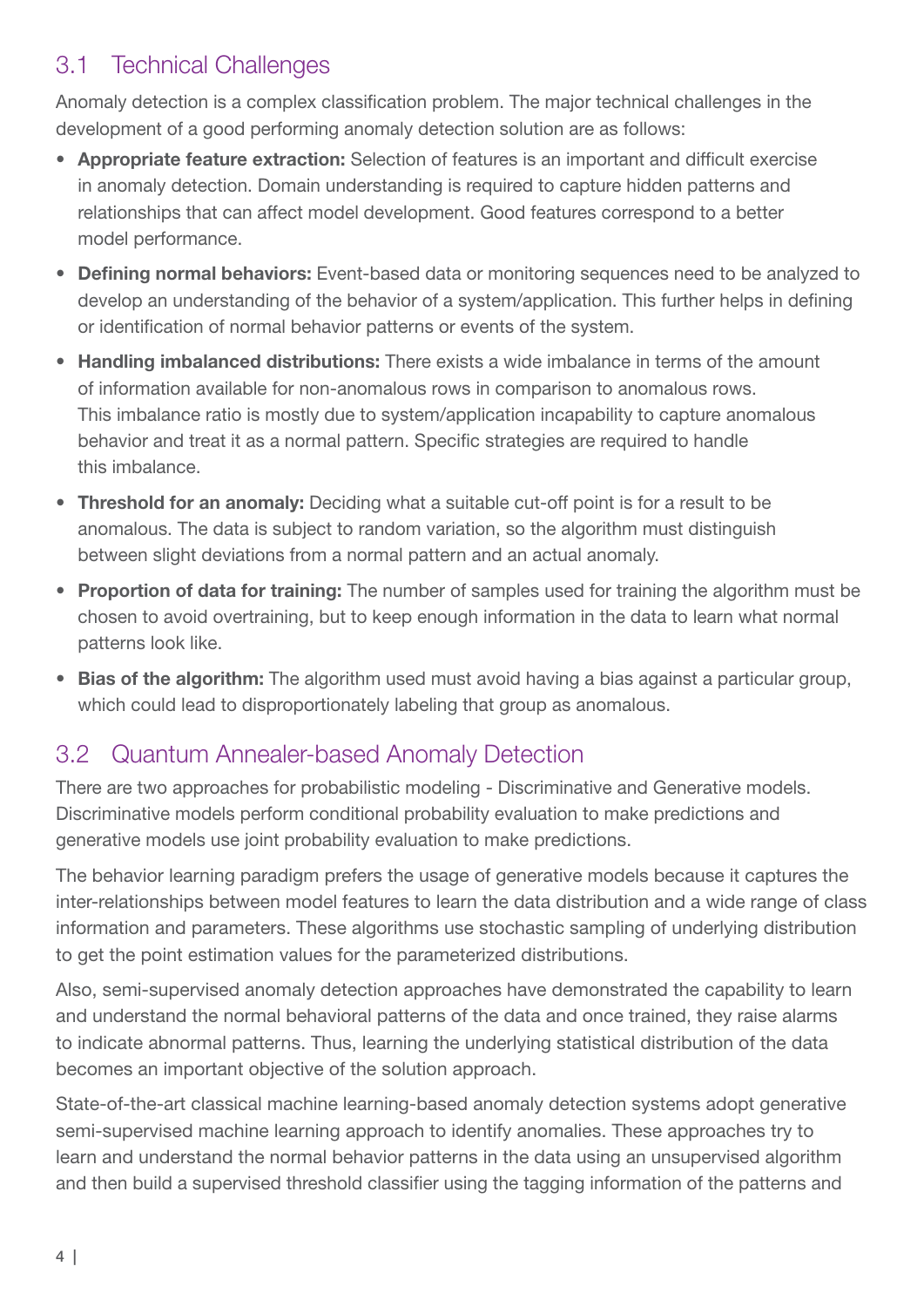## 3.1 Technical Challenges

Anomaly detection is a complex classification problem. The major technical challenges in the development of a good performing anomaly detection solution are as follows:

- **Appropriate feature extraction:** Selection of features is an important and difficult exercise in anomaly detection. Domain understanding is required to capture hidden patterns and relationships that can affect model development. Good features correspond to a better model performance.
- **Defining normal behaviors:** Event-based data or monitoring sequences need to be analyzed to develop an understanding of the behavior of a system/application. This further helps in defining or identification of normal behavior patterns or events of the system.
- **Handling imbalanced distributions:** There exists a wide imbalance in terms of the amount of information available for non-anomalous rows in comparison to anomalous rows. This imbalance ratio is mostly due to system/application incapability to capture anomalous behavior and treat it as a normal pattern. Specific strategies are required to handle this imbalance.
- **Threshold for an anomaly:** Deciding what a suitable cut-off point is for a result to be anomalous. The data is subject to random variation, so the algorithm must distinguish between slight deviations from a normal pattern and an actual anomaly.
- **Proportion of data for training:** The number of samples used for training the algorithm must be chosen to avoid overtraining, but to keep enough information in the data to learn what normal patterns look like.
- **Bias of the algorithm:** The algorithm used must avoid having a bias against a particular group, which could lead to disproportionately labeling that group as anomalous.

## 3.2 Quantum Annealer-based Anomaly Detection

There are two approaches for probabilistic modeling - Discriminative and Generative models. Discriminative models perform conditional probability evaluation to make predictions and generative models use joint probability evaluation to make predictions.

The behavior learning paradigm prefers the usage of generative models because it captures the inter-relationships between model features to learn the data distribution and a wide range of class information and parameters. These algorithms use stochastic sampling of underlying distribution to get the point estimation values for the parameterized distributions.

Also, semi-supervised anomaly detection approaches have demonstrated the capability to learn and understand the normal behavioral patterns of the data and once trained, they raise alarms to indicate abnormal patterns. Thus, learning the underlying statistical distribution of the data becomes an important objective of the solution approach.

State-of-the-art classical machine learning-based anomaly detection systems adopt generative semi-supervised machine learning approach to identify anomalies. These approaches try to learn and understand the normal behavior patterns in the data using an unsupervised algorithm and then build a supervised threshold classifier using the tagging information of the patterns and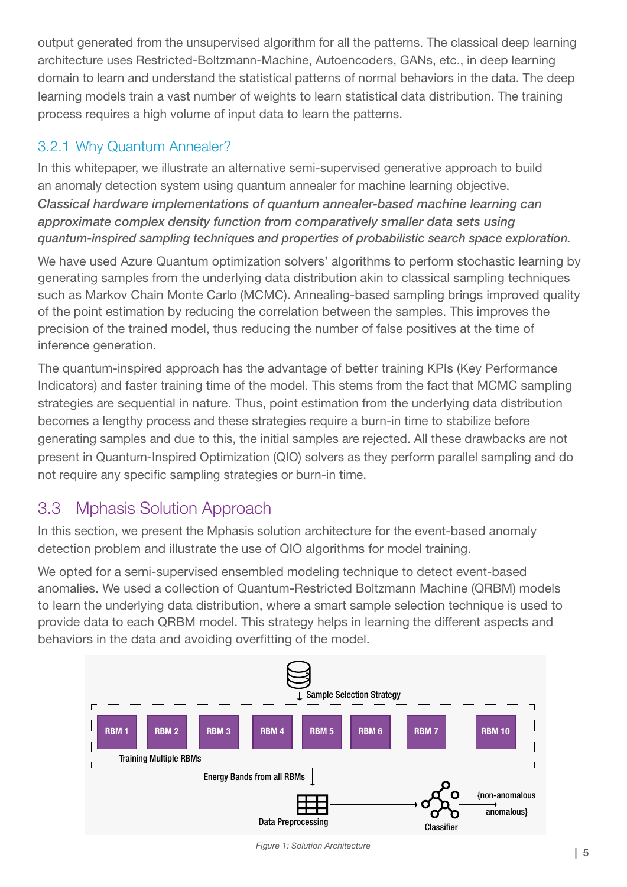output generated from the unsupervised algorithm for all the patterns. The classical deep learning architecture uses Restricted-Boltzmann-Machine, Autoencoders, GANs, etc., in deep learning domain to learn and understand the statistical patterns of normal behaviors in the data. The deep learning models train a vast number of weights to learn statistical data distribution. The training process requires a high volume of input data to learn the patterns.

### 3.2.1 Why Quantum Annealer?

In this whitepaper, we illustrate an alternative semi-supervised generative approach to build an anomaly detection system using quantum annealer for machine learning objective. *Classical hardware implementations of quantum annealer-based machine learning can approximate complex density function from comparatively smaller data sets using quantum-inspired sampling techniques and properties of probabilistic search space exploration.*

We have used Azure Quantum optimization solvers' algorithms to perform stochastic learning by generating samples from the underlying data distribution akin to classical sampling techniques such as Markov Chain Monte Carlo (MCMC). Annealing-based sampling brings improved quality of the point estimation by reducing the correlation between the samples. This improves the precision of the trained model, thus reducing the number of false positives at the time of inference generation.

The quantum-inspired approach has the advantage of better training KPIs (Key Performance Indicators) and faster training time of the model. This stems from the fact that MCMC sampling strategies are sequential in nature. Thus, point estimation from the underlying data distribution becomes a lengthy process and these strategies require a burn-in time to stabilize before generating samples and due to this, the initial samples are rejected. All these drawbacks are not present in Quantum-Inspired Optimization (QIO) solvers as they perform parallel sampling and do not require any specific sampling strategies or burn-in time.

## 3.3 Mphasis Solution Approach

In this section, we present the Mphasis solution architecture for the event-based anomaly detection problem and illustrate the use of QIO algorithms for model training.

We opted for a semi-supervised ensembled modeling technique to detect event-based anomalies. We used a collection of Quantum-Restricted Boltzmann Machine (QRBM) models to learn the underlying data distribution, where a smart sample selection technique is used to provide data to each QRBM model. This strategy helps in learning the different aspects and behaviors in the data and avoiding overfitting of the model.

Sample Selection Strategy

RBM 1 | RBM 2 | RBM 3 | RBM 4 | RBM 5 | RBM 6 | RBM 7 | RBM 10

Training Multiple RBMs

Energy Bands from all RBMs

Data Preprocessing

Classifier

{non-anomalous anomalous}

*Figure 1: Solution Architecture*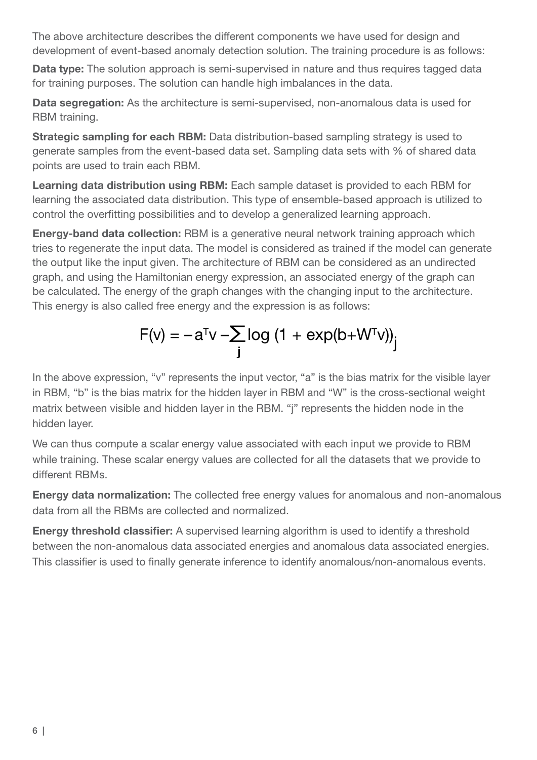The above architecture describes the different components we have used for design and development of event-based anomaly detection solution. The training procedure is as follows:

**Data type:** The solution approach is semi-supervised in nature and thus requires tagged data for training purposes. The solution can handle high imbalances in the data.

**Data segregation:** As the architecture is semi-supervised, non-anomalous data is used for RBM training.

**Strategic sampling for each RBM:** Data distribution-based sampling strategy is used to generate samples from the event-based data set. Sampling data sets with % of shared data points are used to train each RBM.

**Learning data distribution using RBM:** Each sample dataset is provided to each RBM for learning the associated data distribution. This type of ensemble-based approach is utilized to control the overfitting possibilities and to develop a generalized learning approach.

**Energy-band data collection:** RBM is a generative neural network training approach which tries to regenerate the input data. The model is considered as trained if the model can generate the output like the input given. The architecture of RBM can be considered as an undirected graph, and using the Hamiltonian energy expression, an associated energy of the graph can be calculated. The energy of the graph changes with the changing input to the architecture. This energy is also called free energy and the expression is as follows:

$$F(v) = -a^{T}v - \sum_{j} \log\left(1 + \exp(b + W^{T}v)\right)_{j}$$

In the above expression, "v" represents the input vector, "a" is the bias matrix for the visible layer in RBM, "b" is the bias matrix for the hidden layer in RBM and "W" is the cross-sectional weight matrix between visible and hidden layer in the RBM. "j" represents the hidden node in the hidden layer.

We can thus compute a scalar energy value associated with each input we provide to RBM while training. These scalar energy values are collected for all the datasets that we provide to different RBMs.

**Energy data normalization:** The collected free energy values for anomalous and non-anomalous data from all the RBMs are collected and normalized.

**Energy threshold classifier:** A supervised learning algorithm is used to identify a threshold between the non-anomalous data associated energies and anomalous data associated energies. This classifier is used to finally generate inference to identify anomalous/non-anomalous events.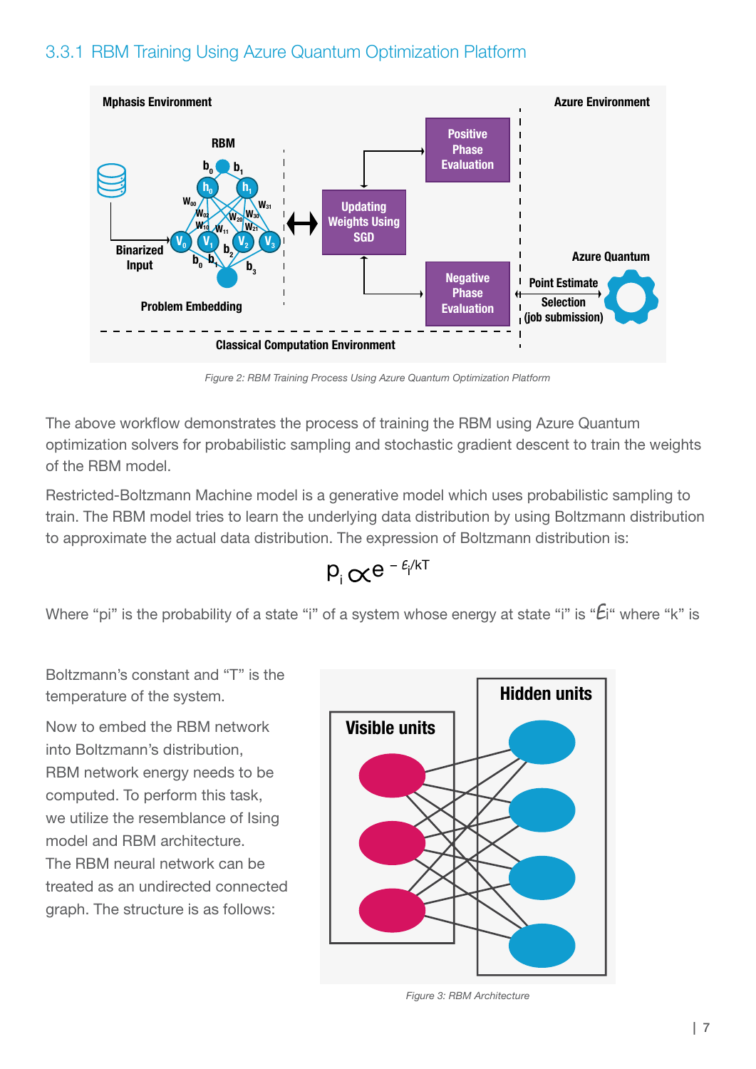### 3.3.1 RBM Training Using Azure Quantum Optimization Platform

*Figure 2: RBM Training Process Using Azure Quantum Optimization Platform*

The above workflow demonstrates the process of training the RBM using Azure Quantum optimization solvers for probabilistic sampling and stochastic gradient descent to train the weights of the RBM model.

Restricted-Boltzmann Machine model is a generative model which uses probabilistic sampling to train. The RBM model tries to learn the underlying data distribution by using Boltzmann distribution to approximate the actual data distribution. The expression of Boltzmann distribution is:

$$p_i \propto e^{-\varepsilon_i/kT}$$

Where "pi" is the probability of a state "i" of a system whose energy at state "i" is "$\varepsilon_i$" where "k" is Boltzmann's constant and "T" is the temperature of the system.

Now to embed the RBM network into Boltzmann's distribution, RBM network energy needs to be computed. To perform this task, we utilize the resemblance of Ising model and RBM architecture. The RBM neural network can be treated as an undirected connected graph. The structure is as follows:

*Figure 3: RBM Architecture*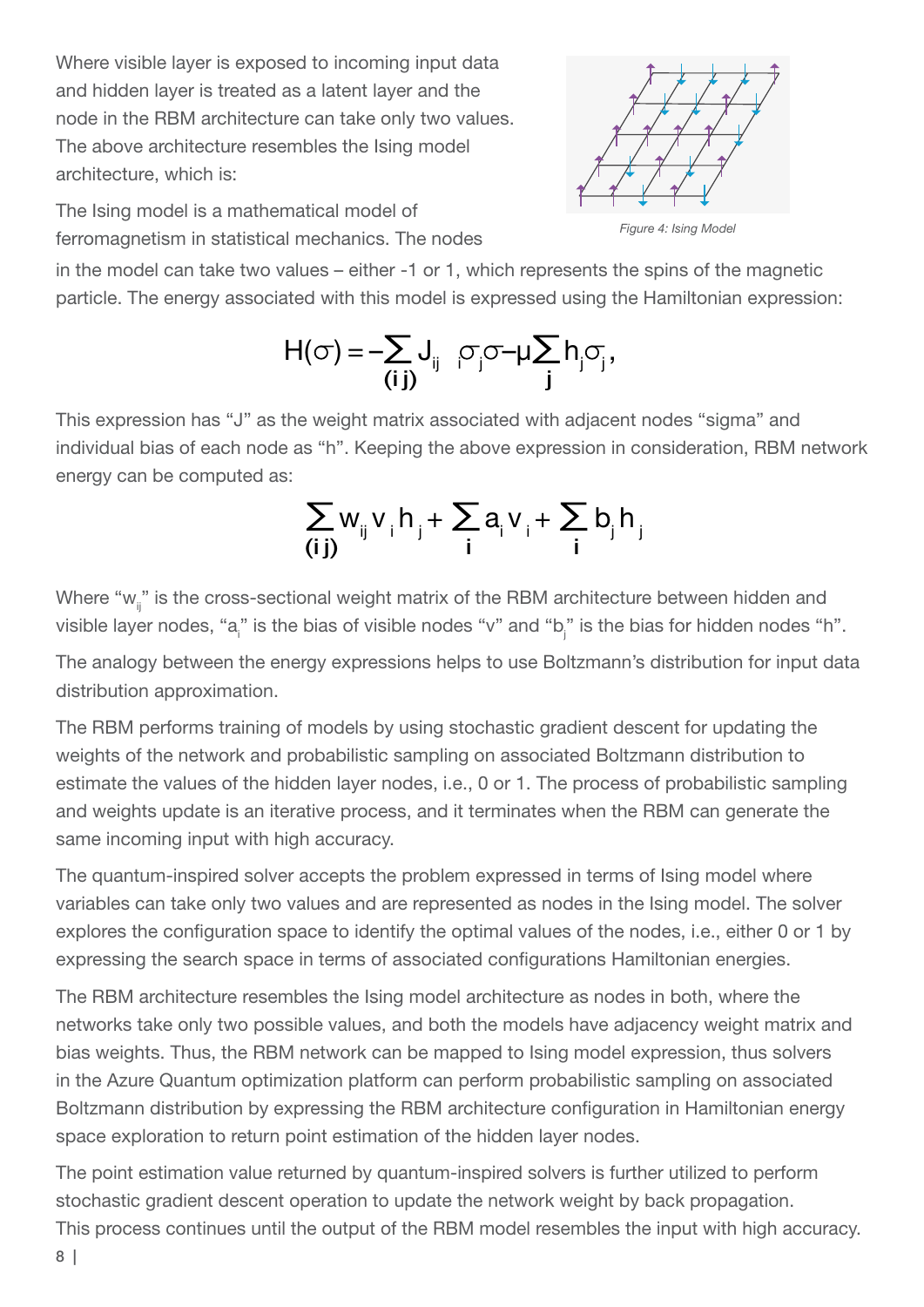Where visible layer is exposed to incoming input data and hidden layer is treated as a latent layer and the node in the RBM architecture can take only two values. The above architecture resembles the Ising model architecture, which is:

The Ising model is a mathematical model of ferromagnetism in statistical mechanics. The nodes in the model can take two values – either -1 or 1, which represents the spins of the magnetic particle. The energy associated with this model is expressed using the Hamiltonian expression:

*Figure 4: Ising Model*

$$H(\sigma) = -\sum_{(i\,j)} J_{ij} \, \sigma_i \sigma_j - \mu \sum_j h_j \sigma_j,$$

This expression has "J" as the weight matrix associated with adjacent nodes "sigma" and individual bias of each node as "h". Keeping the above expression in consideration, RBM network energy can be computed as:

$$\sum_{(i\,j)} w_{ij} v_i h_j + \sum_i a_i v_i + \sum_i b_j h_j$$

Where "$w_{ij}$" is the cross-sectional weight matrix of the RBM architecture between hidden and visible layer nodes, "$a_i$" is the bias of visible nodes "v" and "$b_j$" is the bias for hidden nodes "h".

The analogy between the energy expressions helps to use Boltzmann's distribution for input data distribution approximation.

The RBM performs training of models by using stochastic gradient descent for updating the weights of the network and probabilistic sampling on associated Boltzmann distribution to estimate the values of the hidden layer nodes, i.e., 0 or 1. The process of probabilistic sampling and weights update is an iterative process, and it terminates when the RBM can generate the same incoming input with high accuracy.

The quantum-inspired solver accepts the problem expressed in terms of Ising model where variables can take only two values and are represented as nodes in the Ising model. The solver explores the configuration space to identify the optimal values of the nodes, i.e., either 0 or 1 by expressing the search space in terms of associated configurations Hamiltonian energies.

The RBM architecture resembles the Ising model architecture as nodes in both, where the networks take only two possible values, and both the models have adjacency weight matrix and bias weights. Thus, the RBM network can be mapped to Ising model expression, thus solvers in the Azure Quantum optimization platform can perform probabilistic sampling on associated Boltzmann distribution by expressing the RBM architecture configuration in Hamiltonian energy space exploration to return point estimation of the hidden layer nodes.

The point estimation value returned by quantum-inspired solvers is further utilized to perform stochastic gradient descent operation to update the network weight by back propagation. This process continues until the output of the RBM model resembles the input with high accuracy.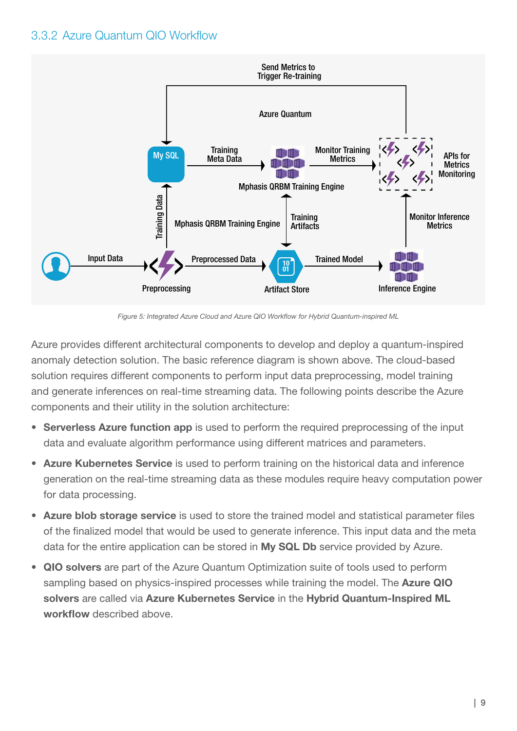### 3.3.2 Azure Quantum QIO Workflow

*Figure 5: Integrated Azure Cloud and Azure QIO Workflow for Hybrid Quantum-inspired ML*

Azure provides different architectural components to develop and deploy a quantum-inspired anomaly detection solution. The basic reference diagram is shown above. The cloud-based solution requires different components to perform input data preprocessing, model training and generate inferences on real-time streaming data. The following points describe the Azure components and their utility in the solution architecture:

- **Serverless Azure function app** is used to perform the required preprocessing of the input data and evaluate algorithm performance using different matrices and parameters.
- **Azure Kubernetes Service** is used to perform training on the historical data and inference generation on the real-time streaming data as these modules require heavy computation power for data processing.
- **Azure blob storage service** is used to store the trained model and statistical parameter files of the finalized model that would be used to generate inference. This input data and the meta data for the entire application can be stored in **My SQL Db** service provided by Azure.
- **QIO solvers** are part of the Azure Quantum Optimization suite of tools used to perform sampling based on physics-inspired processes while training the model. The **Azure QIO solvers** are called via **Azure Kubernetes Service** in the **Hybrid Quantum-Inspired ML workflow** described above.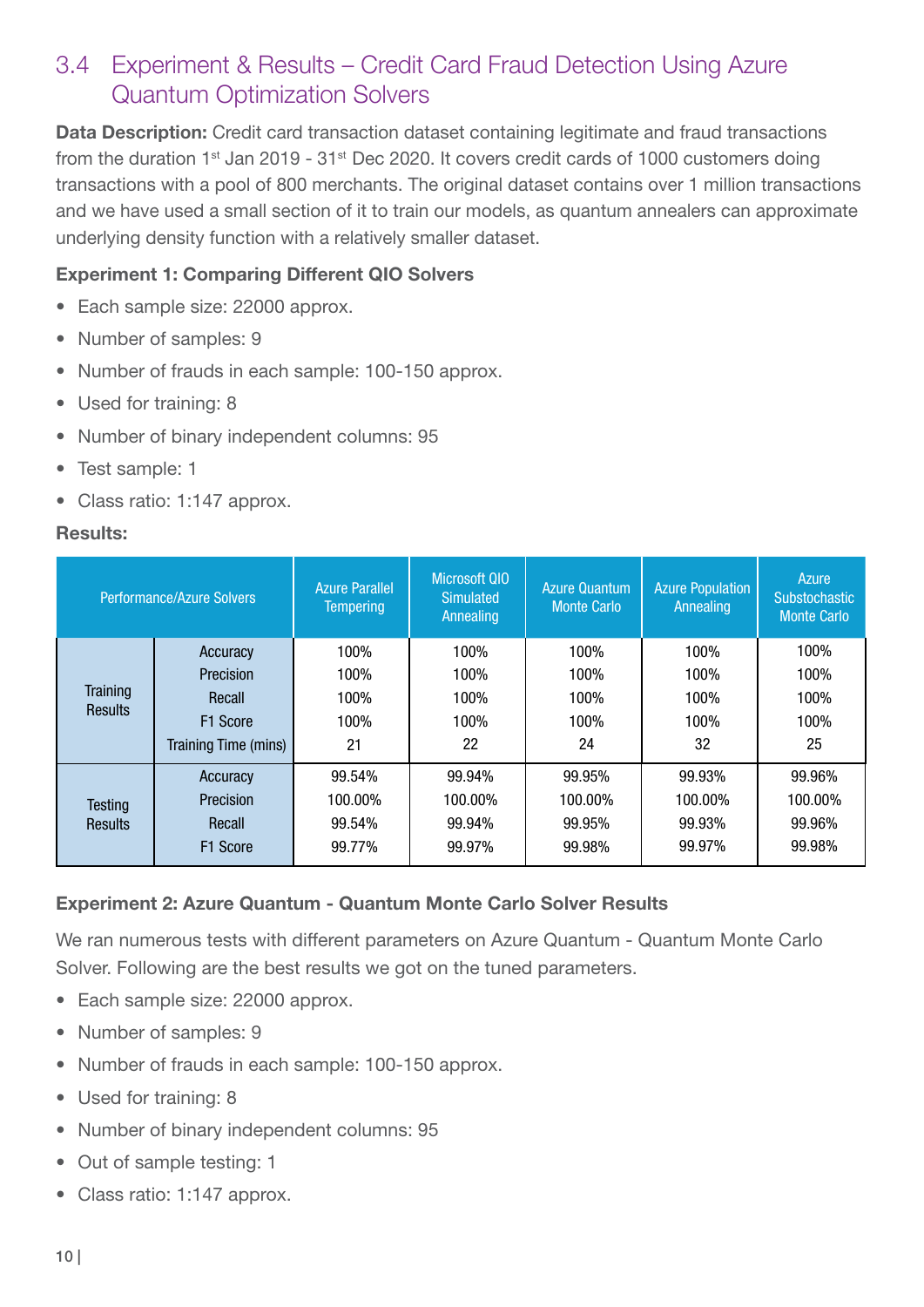## 3.4 Experiment & Results – Credit Card Fraud Detection Using Azure Quantum Optimization Solvers

**Data Description:** Credit card transaction dataset containing legitimate and fraud transactions from the duration 1st Jan 2019 - 31st Dec 2020. It covers credit cards of 1000 customers doing transactions with a pool of 800 merchants. The original dataset contains over 1 million transactions and we have used a small section of it to train our models, as quantum annealers can approximate underlying density function with a relatively smaller dataset.

**Experiment 1: Comparing Different QIO Solvers**

- Each sample size: 22000 approx.
- Number of samples: 9
- Number of frauds in each sample: 100-150 approx.
- Used for training: 8
- Number of binary independent columns: 95
- Test sample: 1
- Class ratio: 1:147 approx.

**Results:**

| Performance/Azure Solvers | | Azure Parallel Tempering | Microsoft QIO Simulated Annealing | Azure Quantum Monte Carlo | Azure Population Annealing | Azure Substochastic Monte Carlo |
|---|---|---|---|---|---|---|
| Training Results | Accuracy | 100% | 100% | 100% | 100% | 100% |
| | Precision | 100% | 100% | 100% | 100% | 100% |
| | Recall | 100% | 100% | 100% | 100% | 100% |
| | F1 Score | 100% | 100% | 100% | 100% | 100% |
| | Training Time (mins) | 21 | 22 | 24 | 32 | 25 |
| Testing Results | Accuracy | 99.54% | 99.94% | 99.95% | 99.93% | 99.96% |
| | Precision | 100.00% | 100.00% | 100.00% | 100.00% | 100.00% |
| | Recall | 99.54% | 99.94% | 99.95% | 99.93% | 99.96% |
| | F1 Score | 99.77% | 99.97% | 99.98% | 99.97% | 99.98% |

**Experiment 2: Azure Quantum - Quantum Monte Carlo Solver Results**

We ran numerous tests with different parameters on Azure Quantum - Quantum Monte Carlo Solver. Following are the best results we got on the tuned parameters.

- Each sample size: 22000 approx.
- Number of samples: 9
- Number of frauds in each sample: 100-150 approx.
- Used for training: 8
- Number of binary independent columns: 95
- Out of sample testing: 1
- Class ratio: 1:147 approx.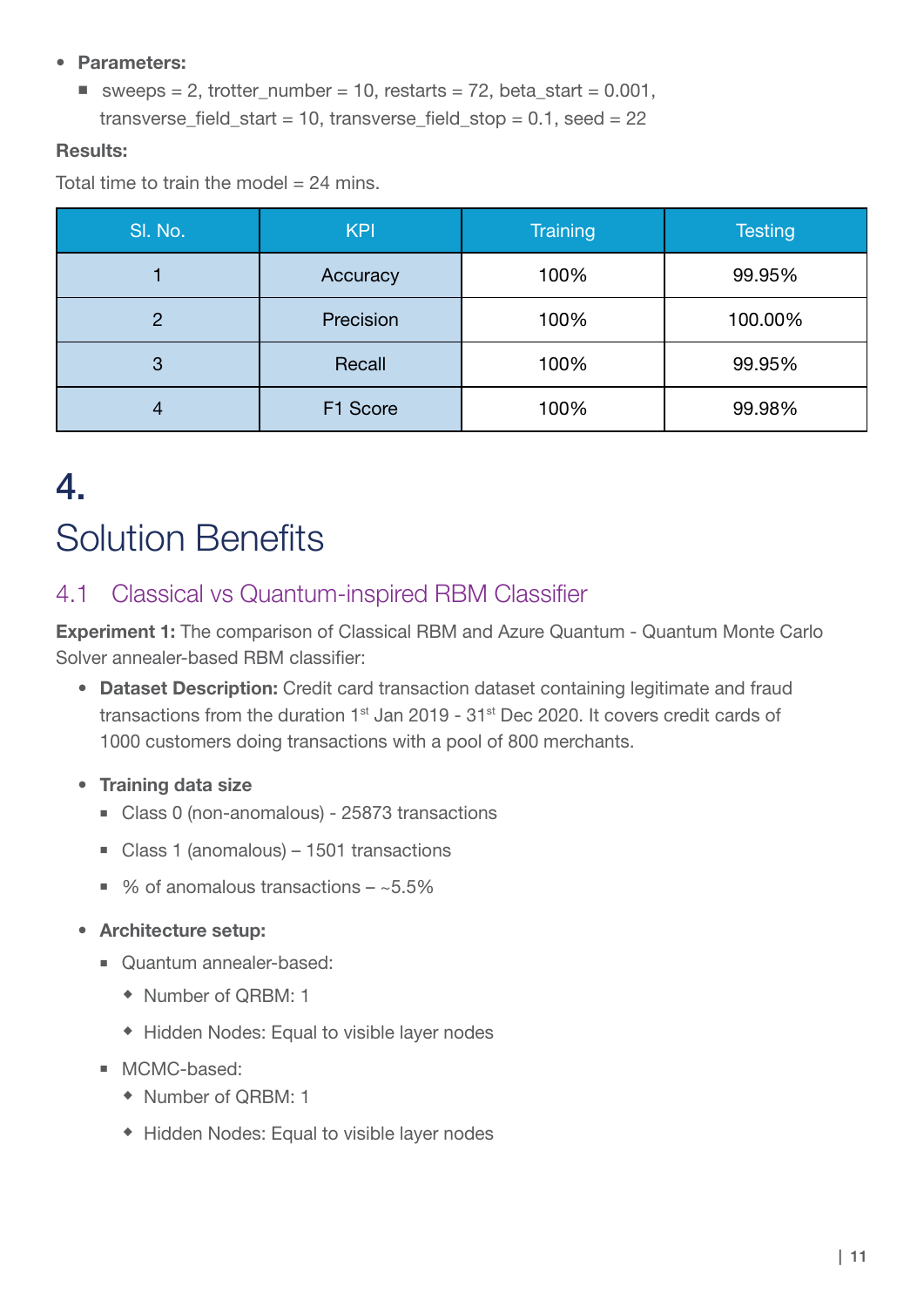- **Parameters:**
  - sweeps = 2, trotter_number = 10, restarts = 72, beta_start = 0.001, transverse_field_start = 10, transverse_field_stop = 0.1, seed = 22

**Results:**

Total time to train the model = 24 mins.

| Sl. No. | KPI | Training | Testing |
|---|---|---|---|
| 1 | Accuracy | 100% | 99.95% |
| 2 | Precision | 100% | 100.00% |
| 3 | Recall | 100% | 99.95% |
| 4 | F1 Score | 100% | 99.98% |

# 4. Solution Benefits

## 4.1 Classical vs Quantum-inspired RBM Classifier

**Experiment 1:** The comparison of Classical RBM and Azure Quantum - Quantum Monte Carlo Solver annealer-based RBM classifier:

- **Dataset Description:** Credit card transaction dataset containing legitimate and fraud transactions from the duration 1st Jan 2019 - 31st Dec 2020. It covers credit cards of 1000 customers doing transactions with a pool of 800 merchants.

- **Training data size**
  - Class 0 (non-anomalous) - 25873 transactions
  - Class 1 (anomalous) – 1501 transactions
  - % of anomalous transactions – ~5.5%

- **Architecture setup:**
  - Quantum annealer-based:
    - Number of QRBM: 1
    - Hidden Nodes: Equal to visible layer nodes
  - MCMC-based:
    - Number of QRBM: 1
    - Hidden Nodes: Equal to visible layer nodes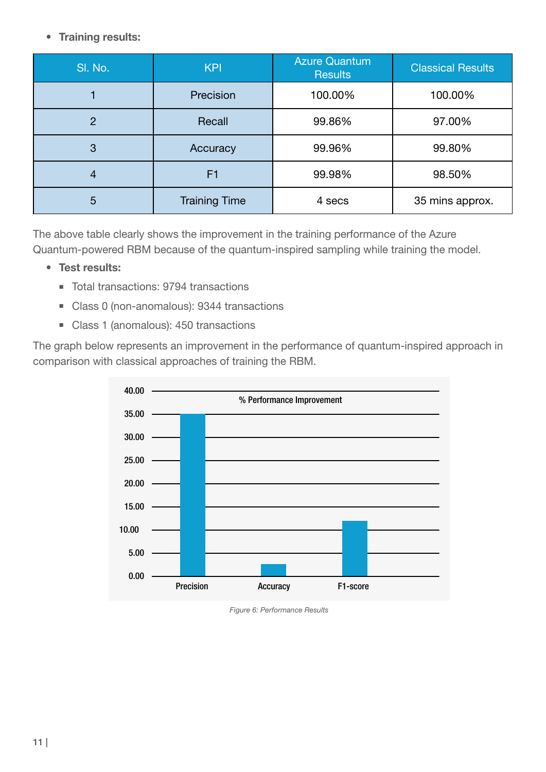- **Training results:**

| Sl. No. | KPI | Azure Quantum Results | Classical Results |
|---|---|---|---|
| 1 | Precision | 100.00% | 100.00% |
| 2 | Recall | 99.86% | 97.00% |
| 3 | Accuracy | 99.96% | 99.80% |
| 4 | F1 | 99.98% | 98.50% |
| 5 | Training Time | 4 secs | 35 mins approx. |

The above table clearly shows the improvement in the training performance of the Azure Quantum-powered RBM because of the quantum-inspired sampling while training the model.

- **Test results:**
  - Total transactions: 9794 transactions
  - Class 0 (non-anomalous): 9344 transactions
  - Class 1 (anomalous): 450 transactions

The graph below represents an improvement in the performance of quantum-inspired approach in comparison with classical approaches of training the RBM.

*Figure 6: Performance Results*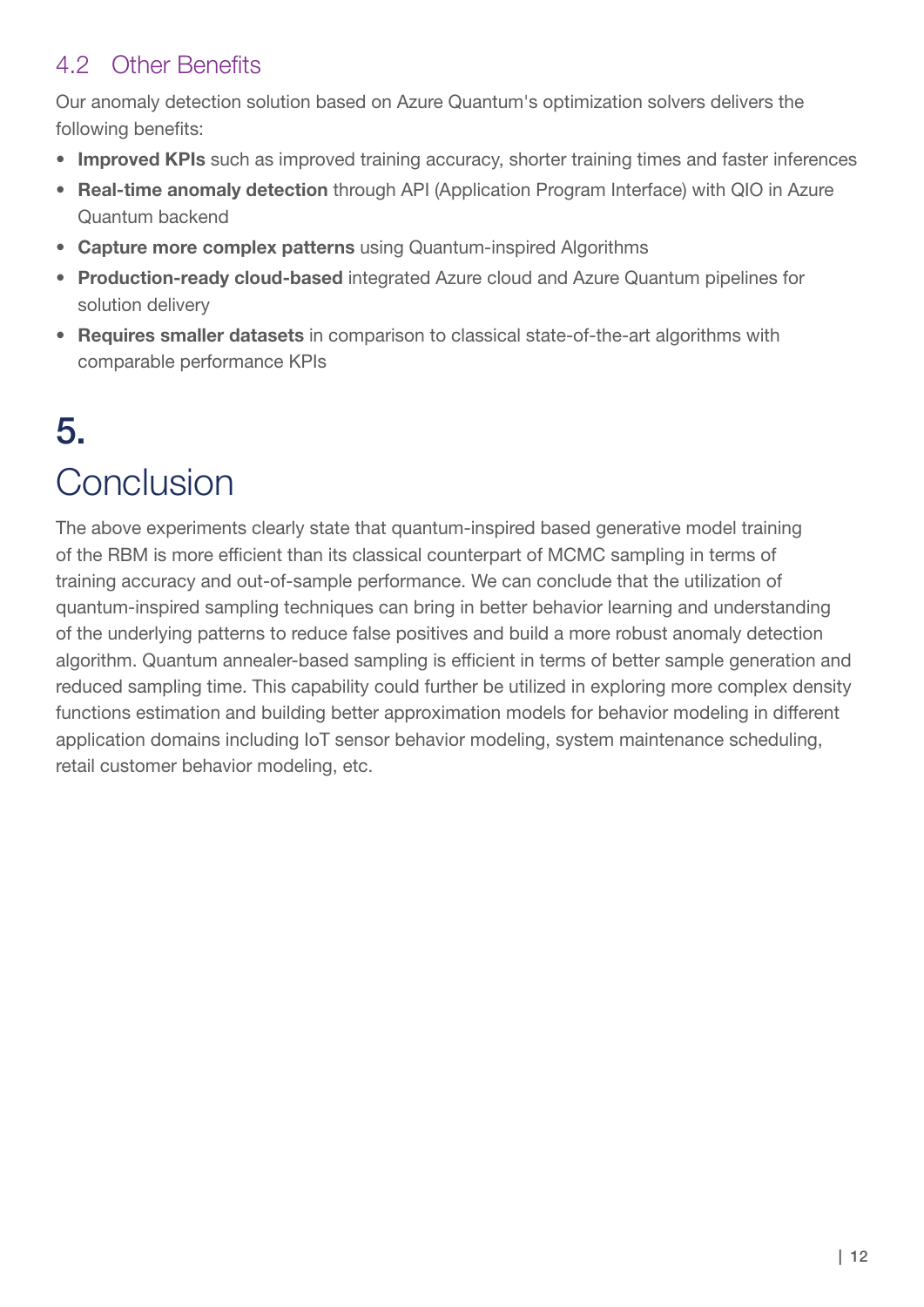### 4.2 Other Benefits

Our anomaly detection solution based on Azure Quantum's optimization solvers delivers the following benefits:

- **Improved KPIs** such as improved training accuracy, shorter training times and faster inferences
- **Real-time anomaly detection** through API (Application Program Interface) with QIO in Azure Quantum backend
- **Capture more complex patterns** using Quantum-inspired Algorithms
- **Production-ready cloud-based** integrated Azure cloud and Azure Quantum pipelines for solution delivery
- **Requires smaller datasets** in comparison to classical state-of-the-art algorithms with comparable performance KPIs

# 5. Conclusion

The above experiments clearly state that quantum-inspired based generative model training of the RBM is more efficient than its classical counterpart of MCMC sampling in terms of training accuracy and out-of-sample performance. We can conclude that the utilization of quantum-inspired sampling techniques can bring in better behavior learning and understanding of the underlying patterns to reduce false positives and build a more robust anomaly detection algorithm. Quantum annealer-based sampling is efficient in terms of better sample generation and reduced sampling time. This capability could further be utilized in exploring more complex density functions estimation and building better approximation models for behavior modeling in different application domains including IoT sensor behavior modeling, system maintenance scheduling, retail customer behavior modeling, etc.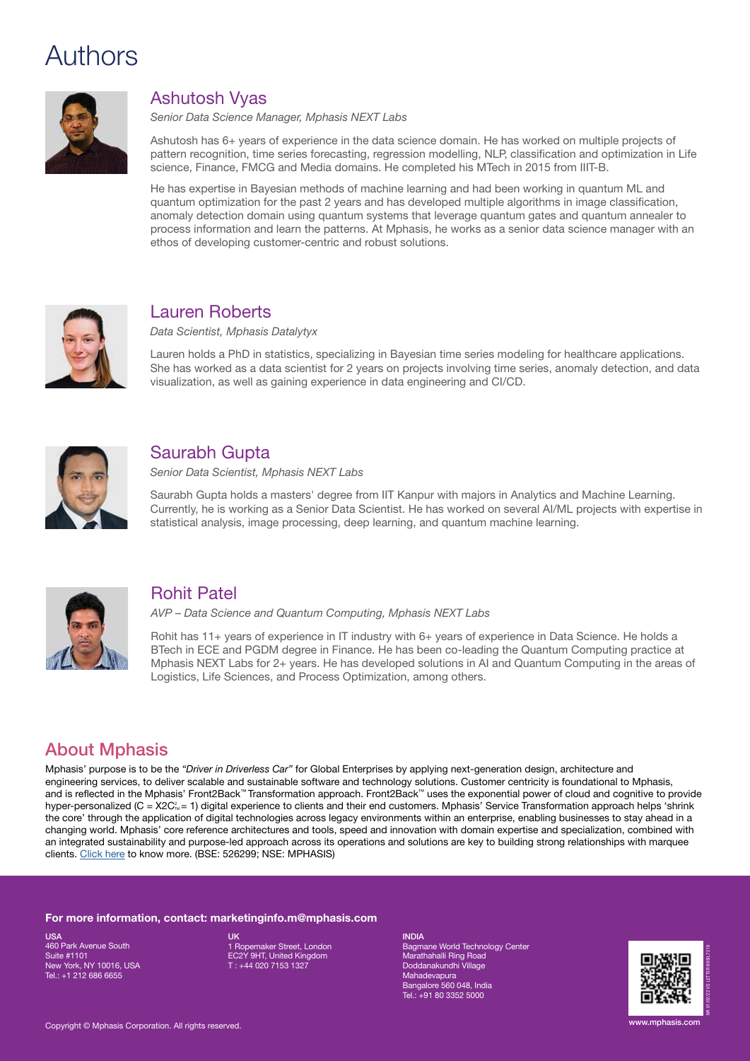# Authors

## Ashutosh Vyas

*Senior Data Science Manager, Mphasis NEXT Labs*

Ashutosh has 6+ years of experience in the data science domain. He has worked on multiple projects of pattern recognition, time series forecasting, regression modelling, NLP, classification and optimization in Life science, Finance, FMCG and Media domains. He completed his MTech in 2015 from IIIT-B.

He has expertise in Bayesian methods of machine learning and had been working in quantum ML and quantum optimization for the past 2 years and has developed multiple algorithms in image classification, anomaly detection domain using quantum systems that leverage quantum gates and quantum annealer to process information and learn the patterns. At Mphasis, he works as a senior data science manager with an ethos of developing customer-centric and robust solutions.

## Lauren Roberts

*Data Scientist, Mphasis Datalytyx*

Lauren holds a PhD in statistics, specializing in Bayesian time series modeling for healthcare applications. She has worked as a data scientist for 2 years on projects involving time series, anomaly detection, and data visualization, as well as gaining experience in data engineering and CI/CD.

## Saurabh Gupta

*Senior Data Scientist, Mphasis NEXT Labs*

Saurabh Gupta holds a masters' degree from IIT Kanpur with majors in Analytics and Machine Learning. Currently, he is working as a Senior Data Scientist. He has worked on several AI/ML projects with expertise in statistical analysis, image processing, deep learning, and quantum machine learning.

## Rohit Patel

*AVP – Data Science and Quantum Computing, Mphasis NEXT Labs*

Rohit has 11+ years of experience in IT industry with 6+ years of experience in Data Science. He holds a BTech in ECE and PGDM degree in Finance. He has been co-leading the Quantum Computing practice at Mphasis NEXT Labs for 2+ years. He has developed solutions in AI and Quantum Computing in the areas of Logistics, Life Sciences, and Process Optimization, among others.

## About Mphasis

Mphasis' purpose is to be the *"Driver in Driverless Car"* for Global Enterprises by applying next-generation design, architecture and engineering services, to deliver scalable and sustainable software and technology solutions. Customer centricity is foundational to Mphasis, and is reflected in the Mphasis' Front2Back™ Transformation approach. Front2Back™ uses the exponential power of cloud and cognitive to provide hyper-personalized ($C = X2C^2_{TM} = 1$) digital experience to clients and their end customers. Mphasis' Service Transformation approach helps 'shrink the core' through the application of digital technologies across legacy environments within an enterprise, enabling businesses to stay ahead in a changing world. Mphasis' core reference architectures and tools, speed and innovation with domain expertise and specialization, combined with an integrated sustainability and purpose-led approach across its operations and solutions are key to building strong relationships with marquee clients. Click here to know more. (BSE: 526299; NSE: MPHASIS)

**For more information, contact: marketinginfo.m@mphasis.com**

**USA**
460 Park Avenue South
Suite #1101
New York, NY 10016, USA
Tel.: +1 212 686 6655

**UK**
1 Ropemaker Street, London
EC2Y 9HT, United Kingdom
T : +44 020 7153 1327

**INDIA**
Bagmane World Technology Center
Marathahalli Ring Road
Doddanakundhi Village
Mahadevapura
Bangalore 560 048, India
Tel.: +91 80 3352 5000

www.mphasis.com

Copyright © Mphasis Corporation. All rights reserved.